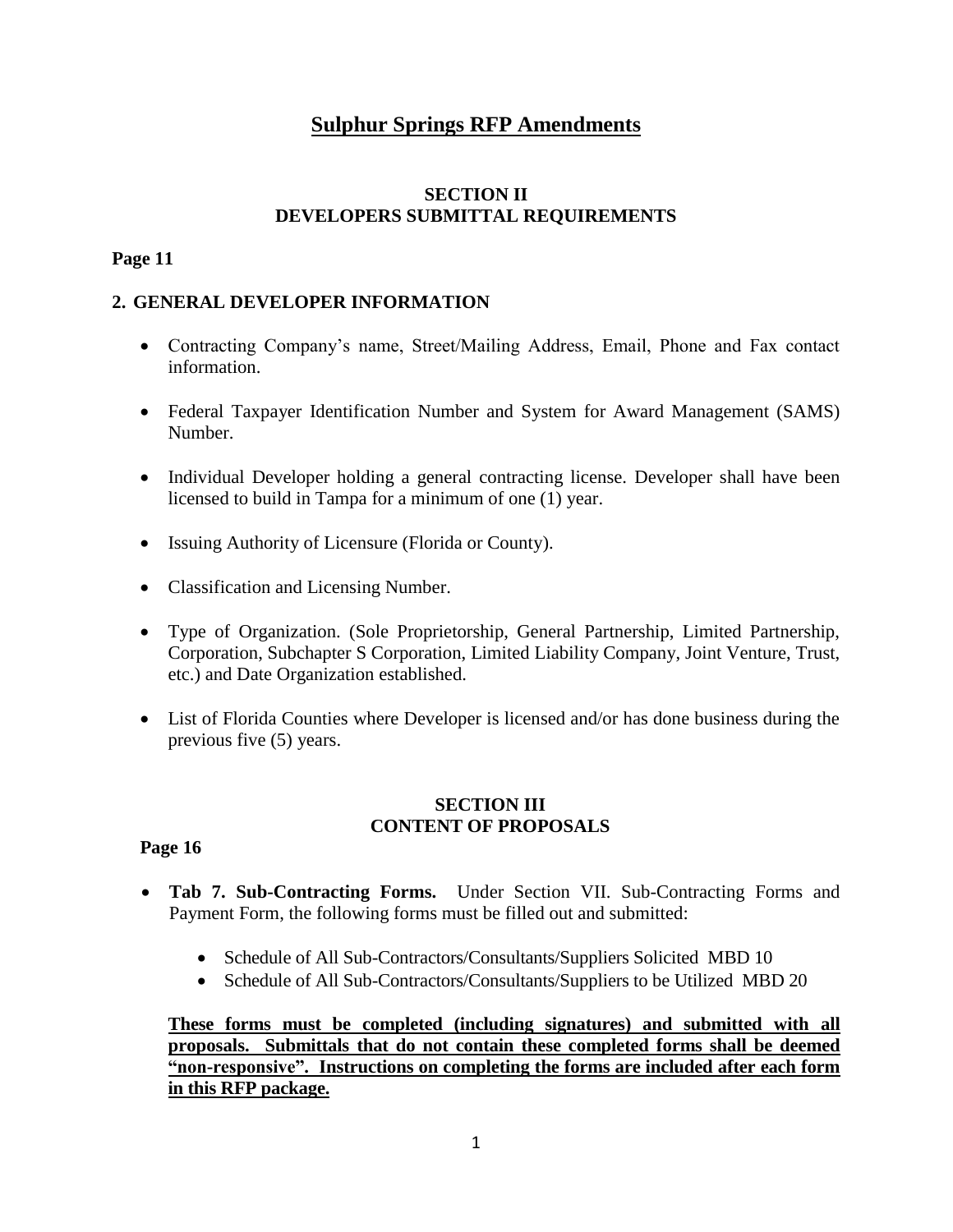# Sulphur Springs RFP Amendments

## SECTION II
## DEVELOPERS SUBMITTAL REQUIREMENTS

**Page 11**

### 2. GENERAL DEVELOPER INFORMATION

- Contracting Company's name, Street/Mailing Address, Email, Phone and Fax contact information.
- Federal Taxpayer Identification Number and System for Award Management (SAMS) Number.
- Individual Developer holding a general contracting license. Developer shall have been licensed to build in Tampa for a minimum of one (1) year.
- Issuing Authority of Licensure (Florida or County).
- Classification and Licensing Number.
- Type of Organization. (Sole Proprietorship, General Partnership, Limited Partnership, Corporation, Subchapter S Corporation, Limited Liability Company, Joint Venture, Trust, etc.) and Date Organization established.
- List of Florida Counties where Developer is licensed and/or has done business during the previous five (5) years.

## SECTION III
## CONTENT OF PROPOSALS

**Page 16**

- **Tab 7. Sub-Contracting Forms.** Under Section VII. Sub-Contracting Forms and Payment Form, the following forms must be filled out and submitted:
  - Schedule of All Sub-Contractors/Consultants/Suppliers Solicited MBD 10
  - Schedule of All Sub-Contractors/Consultants/Suppliers to be Utilized MBD 20

  **These forms must be completed (including signatures) and submitted with all proposals. Submittals that do not contain these completed forms shall be deemed "non-responsive". Instructions on completing the forms are included after each form in this RFP package.**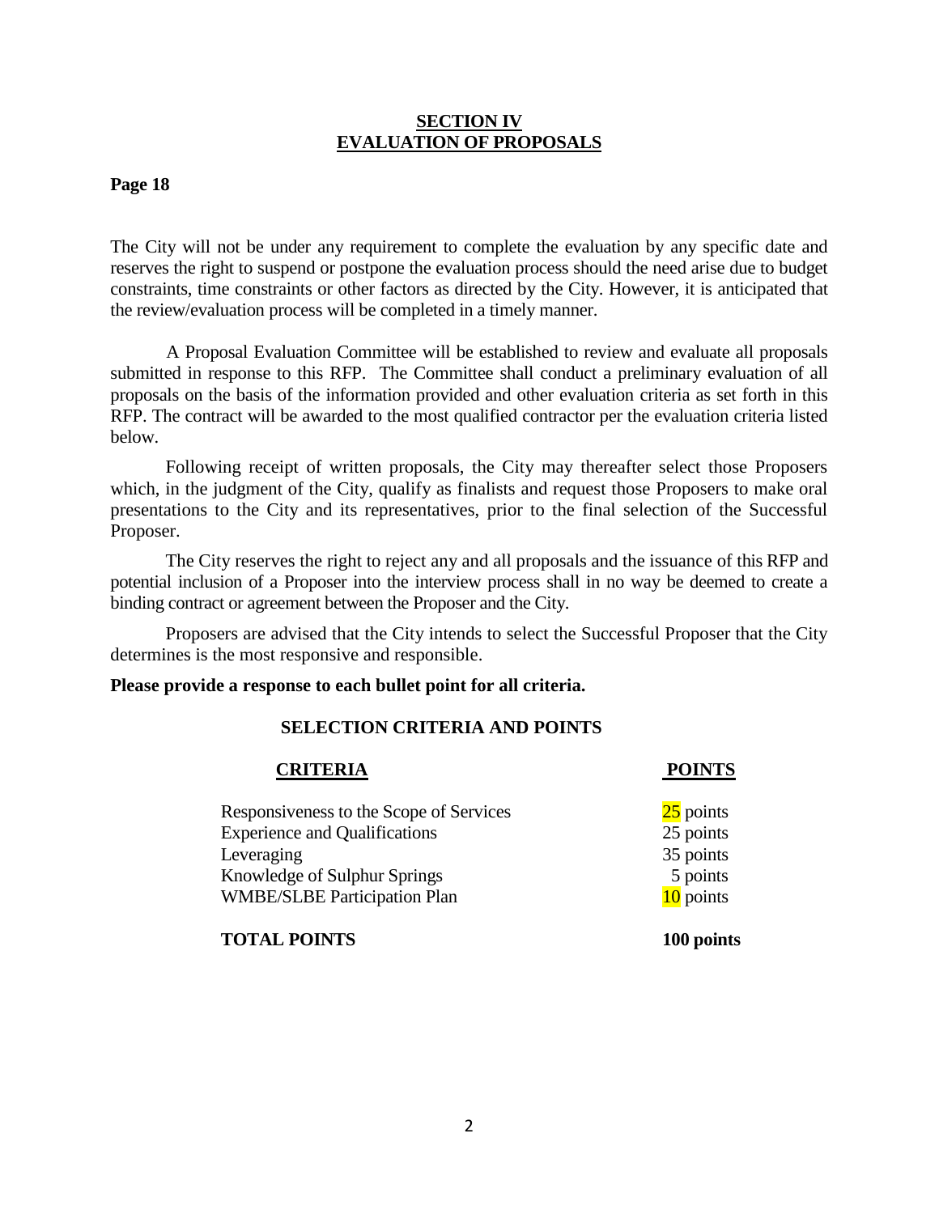## SECTION IV
## EVALUATION OF PROPOSALS

**Page 18**

The City will not be under any requirement to complete the evaluation by any specific date and reserves the right to suspend or postpone the evaluation process should the need arise due to budget constraints, time constraints or other factors as directed by the City. However, it is anticipated that the review/evaluation process will be completed in a timely manner.

A Proposal Evaluation Committee will be established to review and evaluate all proposals submitted in response to this RFP. The Committee shall conduct a preliminary evaluation of all proposals on the basis of the information provided and other evaluation criteria as set forth in this RFP. The contract will be awarded to the most qualified contractor per the evaluation criteria listed below.

Following receipt of written proposals, the City may thereafter select those Proposers which, in the judgment of the City, qualify as finalists and request those Proposers to make oral presentations to the City and its representatives, prior to the final selection of the Successful Proposer.

The City reserves the right to reject any and all proposals and the issuance of this RFP and potential inclusion of a Proposer into the interview process shall in no way be deemed to create a binding contract or agreement between the Proposer and the City.

Proposers are advised that the City intends to select the Successful Proposer that the City determines is the most responsive and responsible.

**Please provide a response to each bullet point for all criteria.**

**SELECTION CRITERIA AND POINTS**

| CRITERIA | POINTS |
|---|---|
| Responsiveness to the Scope of Services | 25 points |
| Experience and Qualifications | 25 points |
| Leveraging | 35 points |
| Knowledge of Sulphur Springs | 5 points |
| WMBE/SLBE Participation Plan | 10 points |
| **TOTAL POINTS** | **100 points** |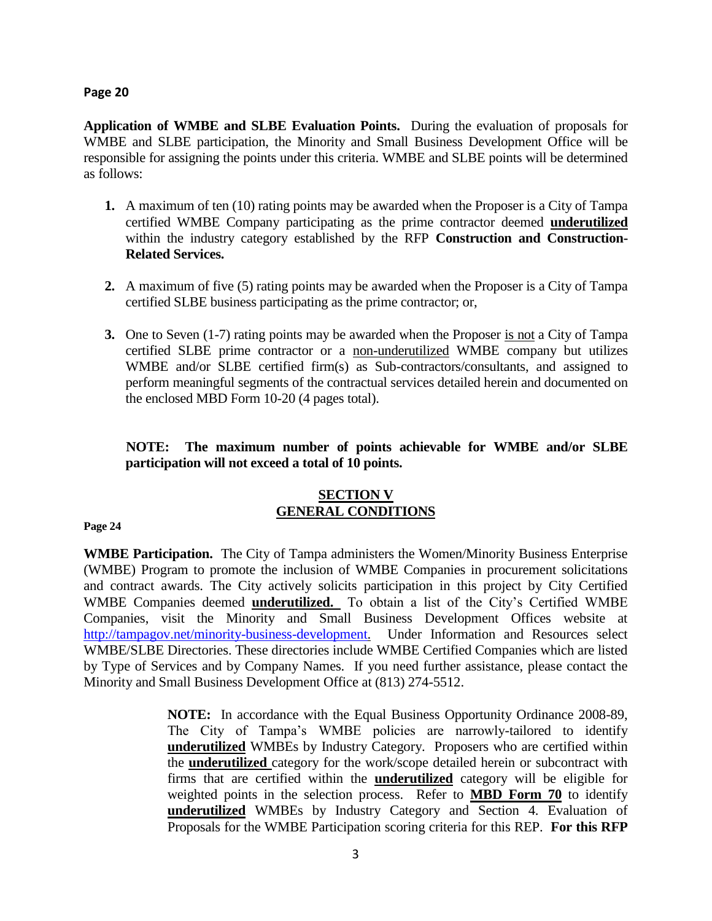**Page 20**

**Application of WMBE and SLBE Evaluation Points.** During the evaluation of proposals for WMBE and SLBE participation, the Minority and Small Business Development Office will be responsible for assigning the points under this criteria. WMBE and SLBE points will be determined as follows:

1. A maximum of ten (10) rating points may be awarded when the Proposer is a City of Tampa certified WMBE Company participating as the prime contractor deemed **underutilized** within the industry category established by the RFP **Construction and Construction-Related Services.**

2. A maximum of five (5) rating points may be awarded when the Proposer is a City of Tampa certified SLBE business participating as the prime contractor; or,

3. One to Seven (1-7) rating points may be awarded when the Proposer is not a City of Tampa certified SLBE prime contractor or a non-underutilized WMBE company but utilizes WMBE and/or SLBE certified firm(s) as Sub-contractors/consultants, and assigned to perform meaningful segments of the contractual services detailed herein and documented on the enclosed MBD Form 10-20 (4 pages total).

**NOTE: The maximum number of points achievable for WMBE and/or SLBE participation will not exceed a total of 10 points.**

## SECTION V
## GENERAL CONDITIONS

**Page 24**

**WMBE Participation.** The City of Tampa administers the Women/Minority Business Enterprise (WMBE) Program to promote the inclusion of WMBE Companies in procurement solicitations and contract awards. The City actively solicits participation in this project by City Certified WMBE Companies deemed **underutilized.** To obtain a list of the City's Certified WMBE Companies, visit the Minority and Small Business Development Offices website at http://tampagov.net/minority-business-development. Under Information and Resources select WMBE/SLBE Directories. These directories include WMBE Certified Companies which are listed by Type of Services and by Company Names. If you need further assistance, please contact the Minority and Small Business Development Office at (813) 274-5512.

> **NOTE:** In accordance with the Equal Business Opportunity Ordinance 2008-89, The City of Tampa's WMBE policies are narrowly-tailored to identify **underutilized** WMBEs by Industry Category. Proposers who are certified within the **underutilized** category for the work/scope detailed herein or subcontract with firms that are certified within the **underutilized** category will be eligible for weighted points in the selection process. Refer to **MBD Form 70** to identify **underutilized** WMBEs by Industry Category and Section 4. Evaluation of Proposals for the WMBE Participation scoring criteria for this REP. **For this RFP**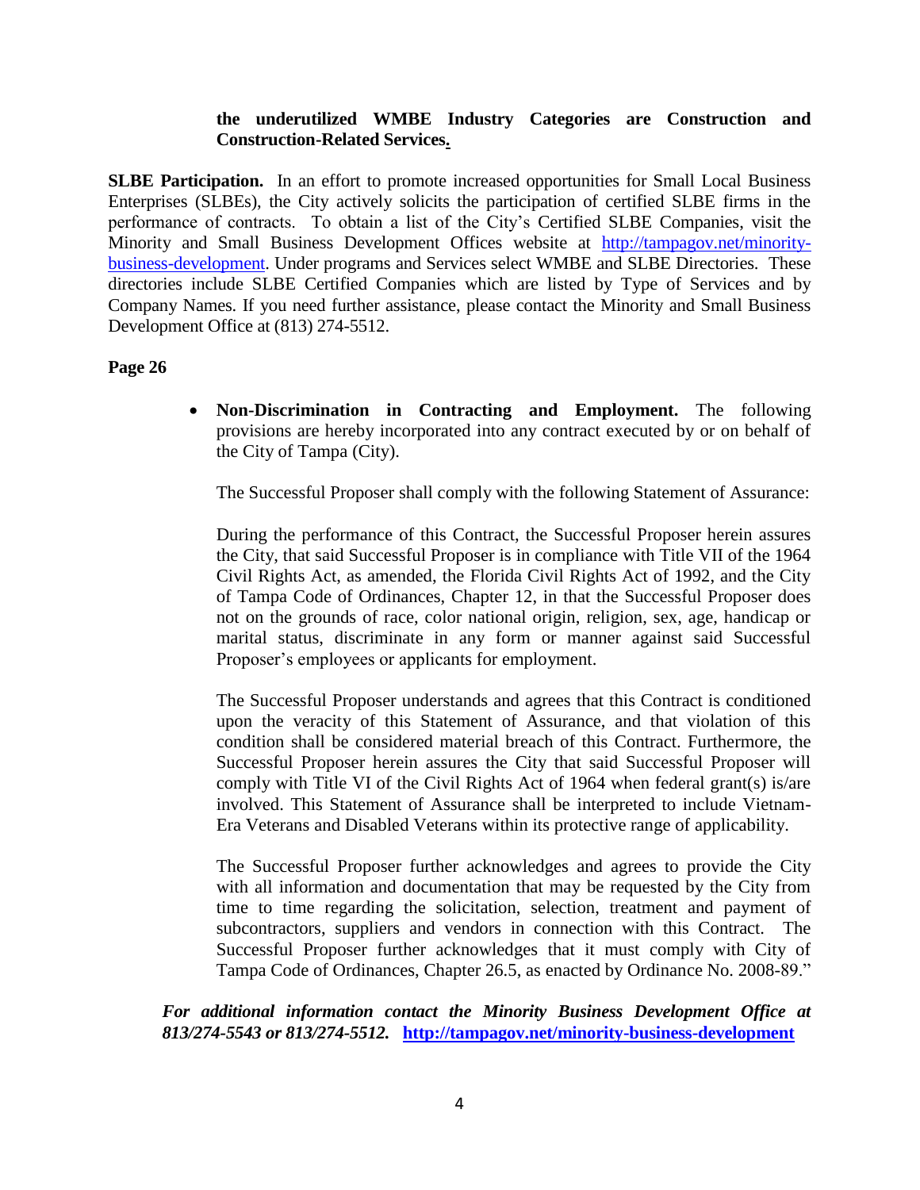**the underutilized WMBE Industry Categories are Construction and Construction-Related Services.**

**SLBE Participation.** In an effort to promote increased opportunities for Small Local Business Enterprises (SLBEs), the City actively solicits the participation of certified SLBE firms in the performance of contracts. To obtain a list of the City's Certified SLBE Companies, visit the Minority and Small Business Development Offices website at [http://tampagov.net/minority-business-development](http://tampagov.net/minority-business-development). Under programs and Services select WMBE and SLBE Directories. These directories include SLBE Certified Companies which are listed by Type of Services and by Company Names. If you need further assistance, please contact the Minority and Small Business Development Office at (813) 274-5512.

**Page 26**

- **Non-Discrimination in Contracting and Employment.** The following provisions are hereby incorporated into any contract executed by or on behalf of the City of Tampa (City).

  The Successful Proposer shall comply with the following Statement of Assurance:

  During the performance of this Contract, the Successful Proposer herein assures the City, that said Successful Proposer is in compliance with Title VII of the 1964 Civil Rights Act, as amended, the Florida Civil Rights Act of 1992, and the City of Tampa Code of Ordinances, Chapter 12, in that the Successful Proposer does not on the grounds of race, color national origin, religion, sex, age, handicap or marital status, discriminate in any form or manner against said Successful Proposer's employees or applicants for employment.

  The Successful Proposer understands and agrees that this Contract is conditioned upon the veracity of this Statement of Assurance, and that violation of this condition shall be considered material breach of this Contract. Furthermore, the Successful Proposer herein assures the City that said Successful Proposer will comply with Title VI of the Civil Rights Act of 1964 when federal grant(s) is/are involved. This Statement of Assurance shall be interpreted to include Vietnam-Era Veterans and Disabled Veterans within its protective range of applicability.

  The Successful Proposer further acknowledges and agrees to provide the City with all information and documentation that may be requested by the City from time to time regarding the solicitation, selection, treatment and payment of subcontractors, suppliers and vendors in connection with this Contract. The Successful Proposer further acknowledges that it must comply with City of Tampa Code of Ordinances, Chapter 26.5, as enacted by Ordinance No. 2008-89."

***For additional information contact the Minority Business Development Office at 813/274-5543 or 813/274-5512.*** **[http://tampagov.net/minority-business-development](http://tampagov.net/minority-business-development)**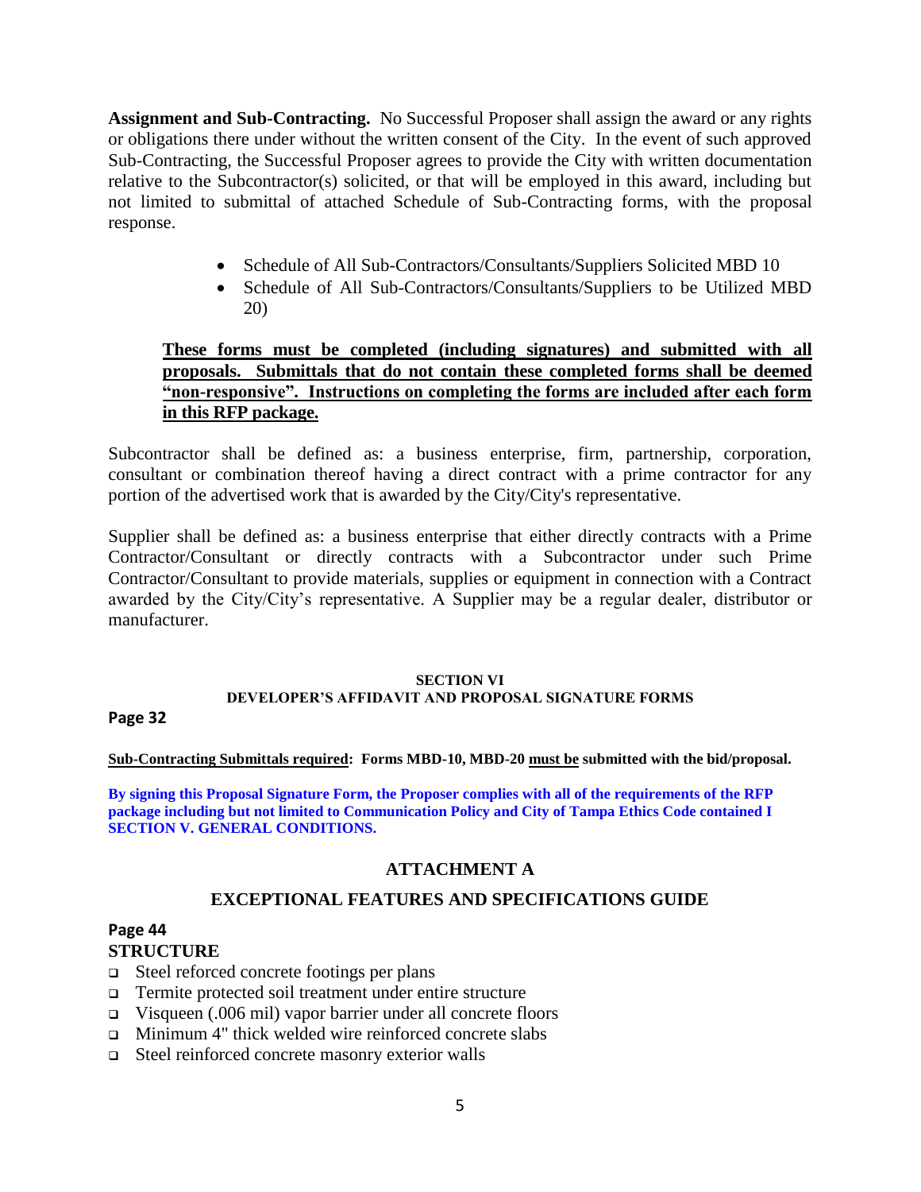**Assignment and Sub-Contracting.** No Successful Proposer shall assign the award or any rights or obligations there under without the written consent of the City. In the event of such approved Sub-Contracting, the Successful Proposer agrees to provide the City with written documentation relative to the Subcontractor(s) solicited, or that will be employed in this award, including but not limited to submittal of attached Schedule of Sub-Contracting forms, with the proposal response.

- Schedule of All Sub-Contractors/Consultants/Suppliers Solicited MBD 10
- Schedule of All Sub-Contractors/Consultants/Suppliers to be Utilized MBD 20)

**These forms must be completed (including signatures) and submitted with all proposals. Submittals that do not contain these completed forms shall be deemed "non-responsive". Instructions on completing the forms are included after each form in this RFP package.**

Subcontractor shall be defined as: a business enterprise, firm, partnership, corporation, consultant or combination thereof having a direct contract with a prime contractor for any portion of the advertised work that is awarded by the City/City's representative.

Supplier shall be defined as: a business enterprise that either directly contracts with a Prime Contractor/Consultant or directly contracts with a Subcontractor under such Prime Contractor/Consultant to provide materials, supplies or equipment in connection with a Contract awarded by the City/City's representative. A Supplier may be a regular dealer, distributor or manufacturer.

**SECTION VI**
**DEVELOPER'S AFFIDAVIT AND PROPOSAL SIGNATURE FORMS**

**Page 32**

**Sub-Contracting Submittals required: Forms MBD-10, MBD-20 must be submitted with the bid/proposal.**

**By signing this Proposal Signature Form, the Proposer complies with all of the requirements of the RFP package including but not limited to Communication Policy and City of Tampa Ethics Code contained I SECTION V. GENERAL CONDITIONS.**

## ATTACHMENT A

## EXCEPTIONAL FEATURES AND SPECIFICATIONS GUIDE

**Page 44**

**STRUCTURE**

- Steel reforced concrete footings per plans
- Termite protected soil treatment under entire structure
- Visqueen (.006 mil) vapor barrier under all concrete floors
- Minimum 4" thick welded wire reinforced concrete slabs
- Steel reinforced concrete masonry exterior walls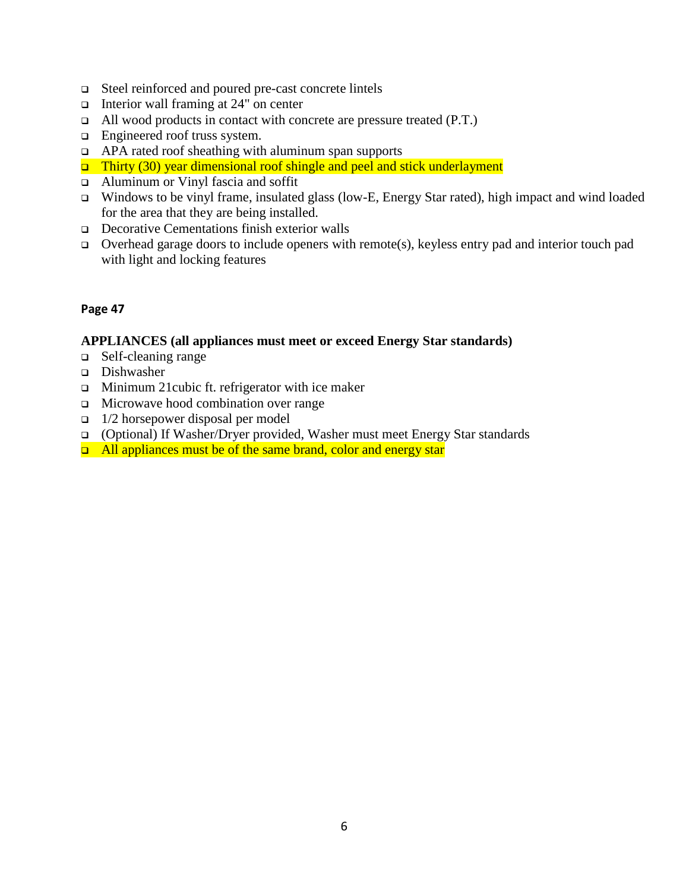- Steel reinforced and poured pre-cast concrete lintels
- Interior wall framing at 24" on center
- All wood products in contact with concrete are pressure treated (P.T.)
- Engineered roof truss system.
- APA rated roof sheathing with aluminum span supports
- Thirty (30) year dimensional roof shingle and peel and stick underlayment
- Aluminum or Vinyl fascia and soffit
- Windows to be vinyl frame, insulated glass (low-E, Energy Star rated), high impact and wind loaded for the area that they are being installed.
- Decorative Cementations finish exterior walls
- Overhead garage doors to include openers with remote(s), keyless entry pad and interior touch pad with light and locking features

**Page 47**

**APPLIANCES (all appliances must meet or exceed Energy Star standards)**

- Self-cleaning range
- Dishwasher
- Minimum 21cubic ft. refrigerator with ice maker
- Microwave hood combination over range
- 1/2 horsepower disposal per model
- (Optional) If Washer/Dryer provided, Washer must meet Energy Star standards
- All appliances must be of the same brand, color and energy star